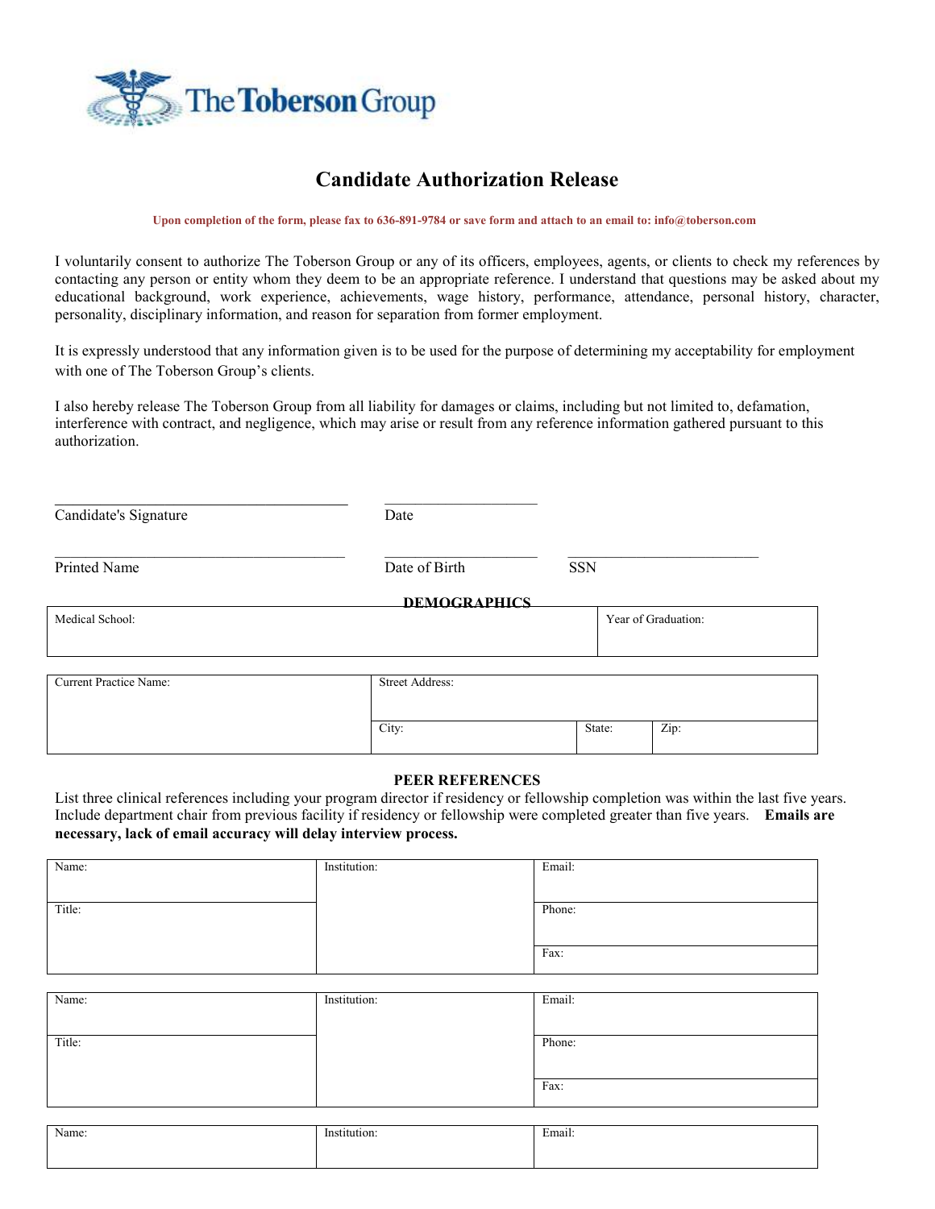The Toberson Group

# Candidate Authorization Release

**Upon completion of the form, please fax to 636-891-9784 or save form and attach to an email to: info@toberson.com**

I voluntarily consent to authorize The Toberson Group or any of its officers, employees, agents, or clients to check my references by contacting any person or entity whom they deem to be an appropriate reference. I understand that questions may be asked about my educational background, work experience, achievements, wage history, performance, attendance, personal history, character, personality, disciplinary information, and reason for separation from former employment.

It is expressly understood that any information given is to be used for the purpose of determining my acceptability for employment with one of The Toberson Group's clients.

I also hereby release The Toberson Group from all liability for damages or claims, including but not limited to, defamation, interference with contract, and negligence, which may arise or result from any reference information gathered pursuant to this authorization.

\_\_\_\_\_\_\_\_\_\_\_\_\_\_\_\_\_\_\_\_\_\_\_\_\_\_\_\_\_\_\_\_\_\_\_\_ \_\_\_\_\_\_\_\_\_\_\_\_\_\_\_\_\_\_\_\_
Candidate's Signature Date

\_\_\_\_\_\_\_\_\_\_\_\_\_\_\_\_\_\_\_\_\_\_\_\_\_\_\_\_\_\_\_\_\_\_\_\_ \_\_\_\_\_\_\_\_\_\_\_\_\_\_\_\_\_\_\_\_ \_\_\_\_\_\_\_\_\_\_\_\_\_\_\_\_\_\_\_\_\_\_\_\_
Printed Name Date of Birth SSN

## DEMOGRAPHICS

| | |
|---|---|
| Medical School: | Year of Graduation: |

| | | | |
|---|---|---|---|
| Current Practice Name: | Street Address: | | |
| | City: | State: | Zip: |

## PEER REFERENCES

List three clinical references including your program director if residency or fellowship completion was within the last five years. Include department chair from previous facility if residency or fellowship were completed greater than five years. **Emails are necessary, lack of email accuracy will delay interview process.**

| | | |
|---|---|---|
| Name: | Institution: | Email: |
| Title: | | Phone: |
| | | Fax: |

| | | |
|---|---|---|
| Name: | Institution: | Email: |
| Title: | | Phone: |
| | | Fax: |

| | | |
|---|---|---|
| Name: | Institution: | Email: |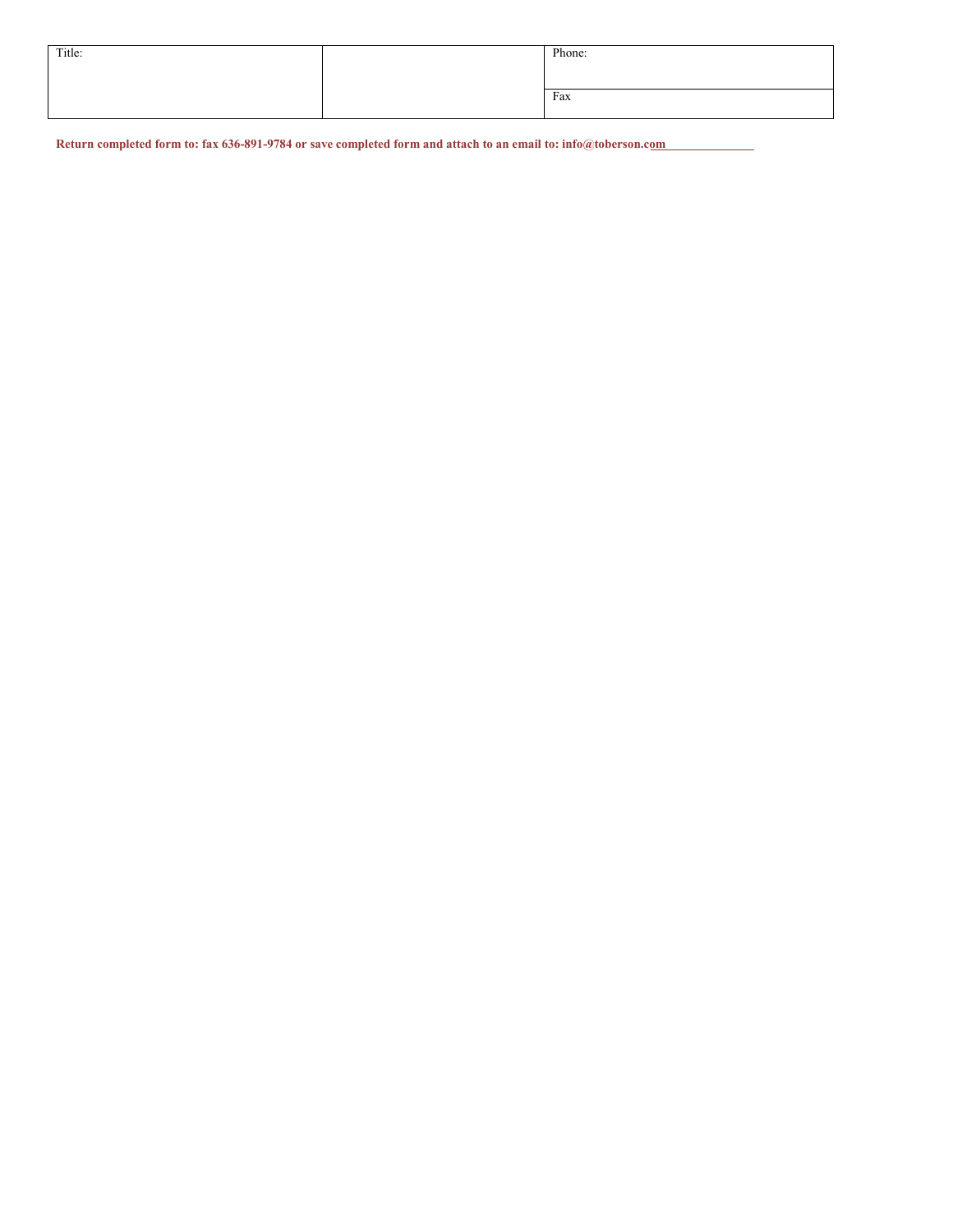| | | |
|---|---|---|
| Title: | | Phone: |
| | | Fax |

**Return completed form to: fax 636-891-9784 or save completed form and attach to an email to: info@toberson.com**